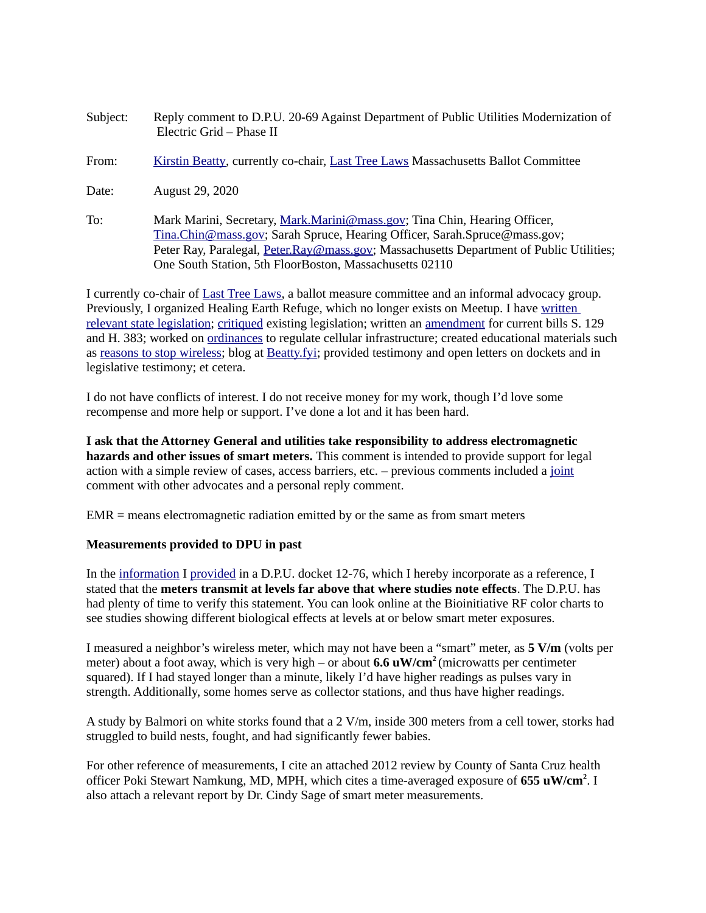Subject: Reply comment to D.P.U. 20-69 Against Department of Public Utilities Modernization of Electric Grid – Phase II

From: Kirstin Beatty, currently co-chair, Last Tree Laws Massachusetts Ballot Committee

Date: August 29, 2020

To: Mark Marini, Secretary, Mark.Marini@mass.gov; Tina Chin, Hearing Officer, Tina.Chin@mass.gov; Sarah Spruce, Hearing Officer, Sarah.Spruce@mass.gov; Peter Ray, Paralegal, Peter.Ray@mass.gov; Massachusetts Department of Public Utilities; One South Station, 5th FloorBoston, Massachusetts 02110

I currently co-chair of Last Tree Laws, a ballot measure committee and an informal advocacy group. Previously, I organized Healing Earth Refuge, which no longer exists on Meetup. I have written relevant state legislation; critiqued existing legislation; written an amendment for current bills S. 129 and H. 383; worked on ordinances to regulate cellular infrastructure; created educational materials such as reasons to stop wireless; blog at Beatty.fyi; provided testimony and open letters on dockets and in legislative testimony; et cetera.

I do not have conflicts of interest. I do not receive money for my work, though I'd love some recompense and more help or support. I've done a lot and it has been hard.

**I ask that the Attorney General and utilities take responsibility to address electromagnetic hazards and other issues of smart meters.** This comment is intended to provide support for legal action with a simple review of cases, access barriers, etc. – previous comments included a joint comment with other advocates and a personal reply comment.

EMR = means electromagnetic radiation emitted by or the same as from smart meters

**Measurements provided to DPU in past**

In the information I provided in a D.P.U. docket 12-76, which I hereby incorporate as a reference, I stated that the **meters transmit at levels far above that where studies note effects**. The D.P.U. has had plenty of time to verify this statement. You can look online at the Bioinitiative RF color charts to see studies showing different biological effects at levels at or below smart meter exposures.

I measured a neighbor's wireless meter, which may not have been a "smart" meter, as **5 V/m** (volts per meter) about a foot away, which is very high – or about **6.6 uW/cm$^2$** (microwatts per centimeter squared). If I had stayed longer than a minute, likely I'd have higher readings as pulses vary in strength. Additionally, some homes serve as collector stations, and thus have higher readings.

A study by Balmori on white storks found that a 2 V/m, inside 300 meters from a cell tower, storks had struggled to build nests, fought, and had significantly fewer babies.

For other reference of measurements, I cite an attached 2012 review by County of Santa Cruz health officer Poki Stewart Namkung, MD, MPH, which cites a time-averaged exposure of **655 uW/cm$^2$**. I also attach a relevant report by Dr. Cindy Sage of smart meter measurements.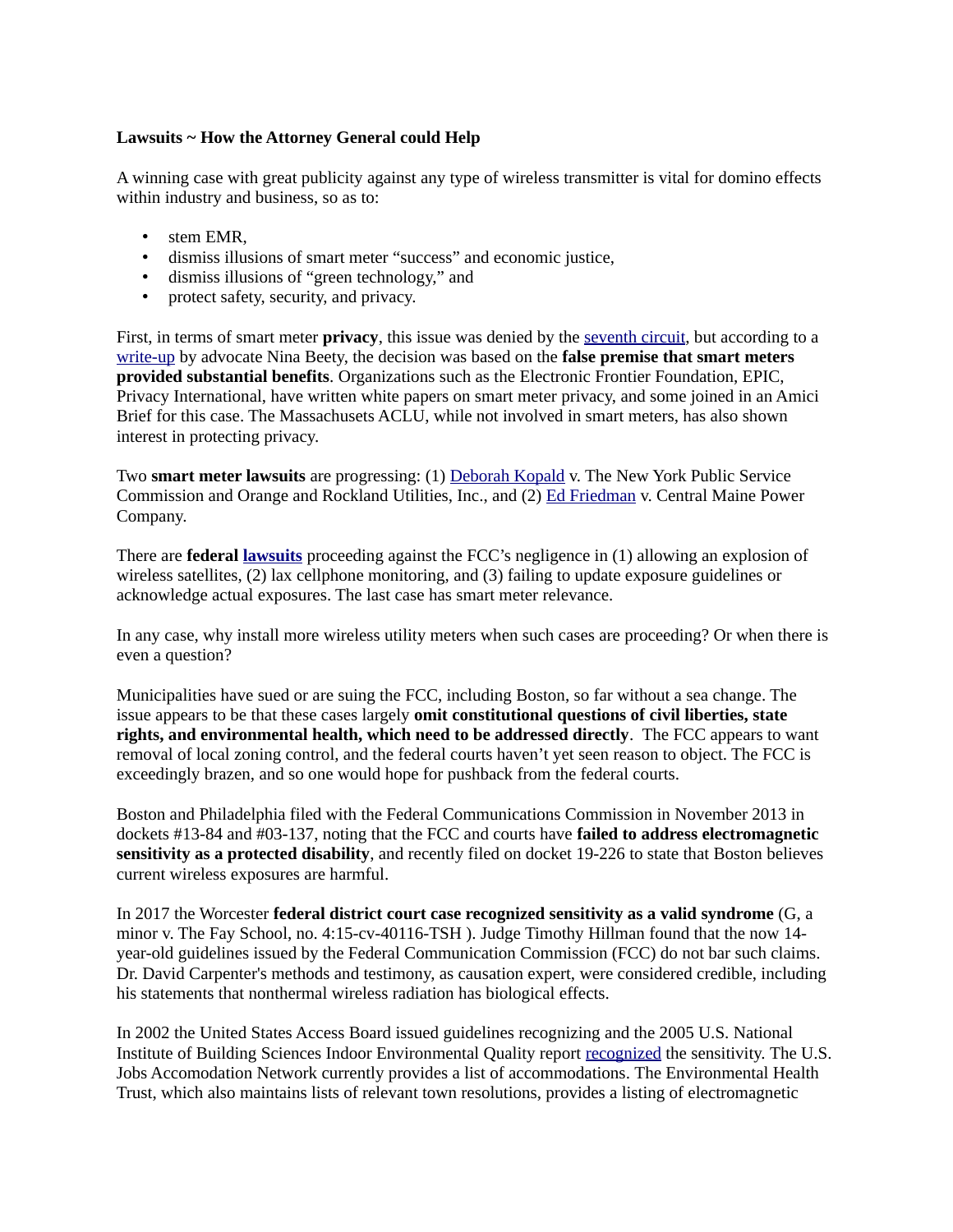**Lawsuits ~ How the Attorney General could Help**

A winning case with great publicity against any type of wireless transmitter is vital for domino effects within industry and business, so as to:

- stem EMR,
- dismiss illusions of smart meter "success" and economic justice,
- dismiss illusions of "green technology," and
- protect safety, security, and privacy.

First, in terms of smart meter **privacy**, this issue was denied by the seventh circuit, but according to a write-up by advocate Nina Beety, the decision was based on the **false premise that smart meters provided substantial benefits**. Organizations such as the Electronic Frontier Foundation, EPIC, Privacy International, have written white papers on smart meter privacy, and some joined in an Amici Brief for this case. The Massachusets ACLU, while not involved in smart meters, has also shown interest in protecting privacy.

Two **smart meter lawsuits** are progressing: (1) Deborah Kopald v. The New York Public Service Commission and Orange and Rockland Utilities, Inc., and (2) Ed Friedman v. Central Maine Power Company.

There are **federal lawsuits** proceeding against the FCC's negligence in (1) allowing an explosion of wireless satellites, (2) lax cellphone monitoring, and (3) failing to update exposure guidelines or acknowledge actual exposures. The last case has smart meter relevance.

In any case, why install more wireless utility meters when such cases are proceeding? Or when there is even a question?

Municipalities have sued or are suing the FCC, including Boston, so far without a sea change. The issue appears to be that these cases largely **omit constitutional questions of civil liberties, state rights, and environmental health, which need to be addressed directly**. The FCC appears to want removal of local zoning control, and the federal courts haven't yet seen reason to object. The FCC is exceedingly brazen, and so one would hope for pushback from the federal courts.

Boston and Philadelphia filed with the Federal Communications Commission in November 2013 in dockets #13-84 and #03-137, noting that the FCC and courts have **failed to address electromagnetic sensitivity as a protected disability**, and recently filed on docket 19-226 to state that Boston believes current wireless exposures are harmful.

In 2017 the Worcester **federal district court case recognized sensitivity as a valid syndrome** (G, a minor v. The Fay School, no. 4:15-cv-40116-TSH ). Judge Timothy Hillman found that the now 14-year-old guidelines issued by the Federal Communication Commission (FCC) do not bar such claims. Dr. David Carpenter's methods and testimony, as causation expert, were considered credible, including his statements that nonthermal wireless radiation has biological effects.

In 2002 the United States Access Board issued guidelines recognizing and the 2005 U.S. National Institute of Building Sciences Indoor Environmental Quality report recognized the sensitivity. The U.S. Jobs Accomodation Network currently provides a list of accommodations. The Environmental Health Trust, which also maintains lists of relevant town resolutions, provides a listing of electromagnetic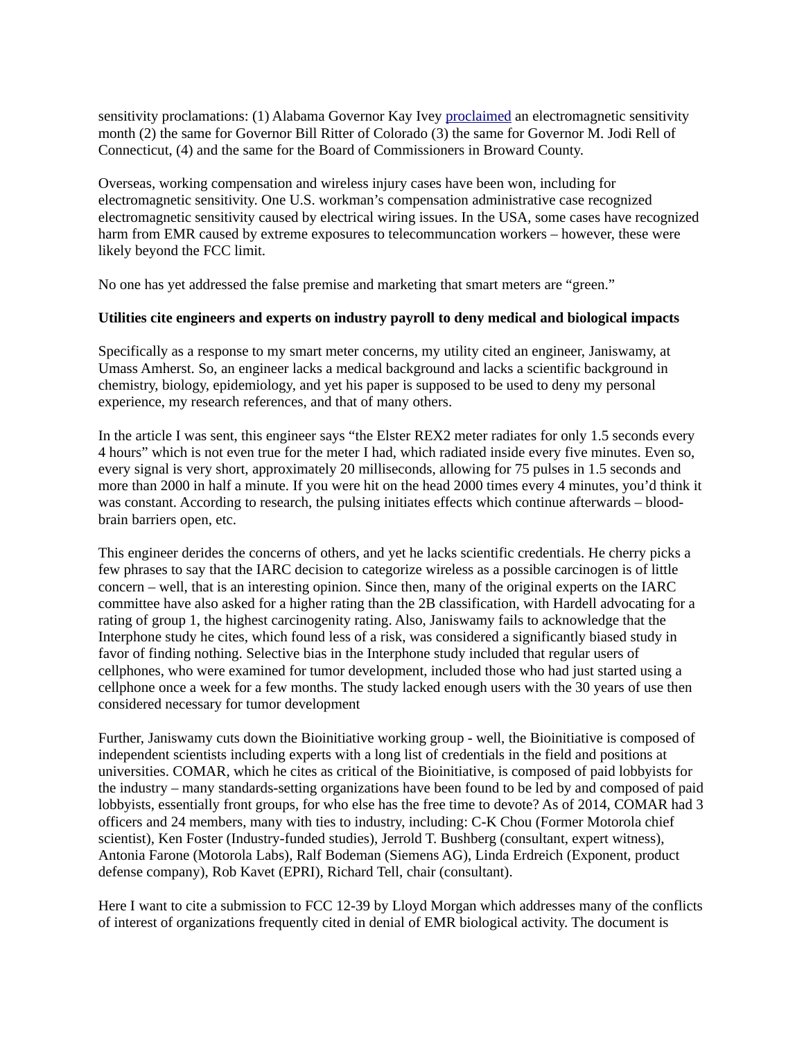sensitivity proclamations: (1) Alabama Governor Kay Ivey [proclaimed] an electromagnetic sensitivity month (2) the same for Governor Bill Ritter of Colorado (3) the same for Governor M. Jodi Rell of Connecticut, (4) and the same for the Board of Commissioners in Broward County.

Overseas, working compensation and wireless injury cases have been won, including for electromagnetic sensitivity. One U.S. workman's compensation administrative case recognized electromagnetic sensitivity caused by electrical wiring issues. In the USA, some cases have recognized harm from EMR caused by extreme exposures to telecommuncation workers – however, these were likely beyond the FCC limit.

No one has yet addressed the false premise and marketing that smart meters are "green."

**Utilities cite engineers and experts on industry payroll to deny medical and biological impacts**

Specifically as a response to my smart meter concerns, my utility cited an engineer, Janiswamy, at Umass Amherst. So, an engineer lacks a medical background and lacks a scientific background in chemistry, biology, epidemiology, and yet his paper is supposed to be used to deny my personal experience, my research references, and that of many others.

In the article I was sent, this engineer says "the Elster REX2 meter radiates for only 1.5 seconds every 4 hours" which is not even true for the meter I had, which radiated inside every five minutes. Even so, every signal is very short, approximately 20 milliseconds, allowing for 75 pulses in 1.5 seconds and more than 2000 in half a minute. If you were hit on the head 2000 times every 4 minutes, you'd think it was constant. According to research, the pulsing initiates effects which continue afterwards – blood-brain barriers open, etc.

This engineer derides the concerns of others, and yet he lacks scientific credentials. He cherry picks a few phrases to say that the IARC decision to categorize wireless as a possible carcinogen is of little concern – well, that is an interesting opinion. Since then, many of the original experts on the IARC committee have also asked for a higher rating than the 2B classification, with Hardell advocating for a rating of group 1, the highest carcinogenity rating. Also, Janiswamy fails to acknowledge that the Interphone study he cites, which found less of a risk, was considered a significantly biased study in favor of finding nothing. Selective bias in the Interphone study included that regular users of cellphones, who were examined for tumor development, included those who had just started using a cellphone once a week for a few months. The study lacked enough users with the 30 years of use then considered necessary for tumor development

Further, Janiswamy cuts down the Bioinitiative working group - well, the Bioinitiative is composed of independent scientists including experts with a long list of credentials in the field and positions at universities. COMAR, which he cites as critical of the Bioinitiative, is composed of paid lobbyists for the industry – many standards-setting organizations have been found to be led by and composed of paid lobbyists, essentially front groups, for who else has the free time to devote? As of 2014, COMAR had 3 officers and 24 members, many with ties to industry, including: C-K Chou (Former Motorola chief scientist), Ken Foster (Industry-funded studies), Jerrold T. Bushberg (consultant, expert witness), Antonia Farone (Motorola Labs), Ralf Bodeman (Siemens AG), Linda Erdreich (Exponent, product defense company), Rob Kavet (EPRI), Richard Tell, chair (consultant).

Here I want to cite a submission to FCC 12-39 by Lloyd Morgan which addresses many of the conflicts of interest of organizations frequently cited in denial of EMR biological activity. The document is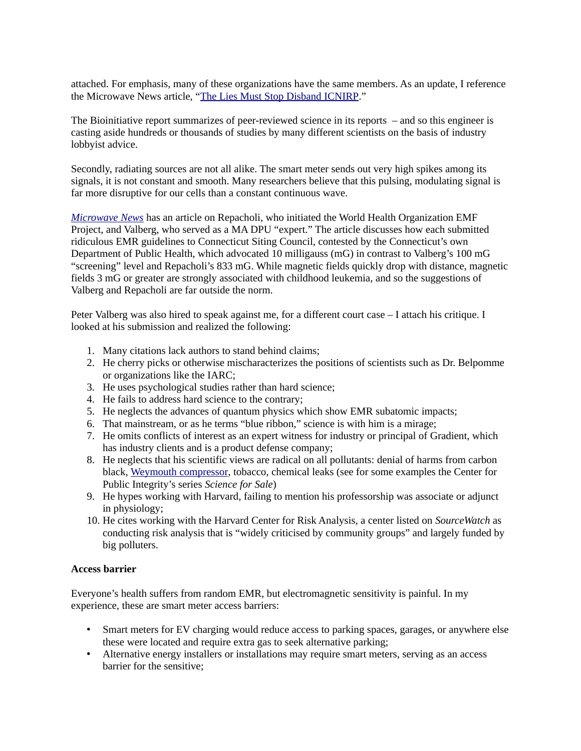attached. For emphasis, many of these organizations have the same members. As an update, I reference the Microwave News article, "[The Lies Must Stop Disband ICNIRP](#)."

The Bioinitiative report summarizes of peer-reviewed science in its reports – and so this engineer is casting aside hundreds or thousands of studies by many different scientists on the basis of industry lobbyist advice.

Secondly, radiating sources are not all alike. The smart meter sends out very high spikes among its signals, it is not constant and smooth. Many researchers believe that this pulsing, modulating signal is far more disruptive for our cells than a constant continuous wave.

*[Microwave News](#)* has an article on Repacholi, who initiated the World Health Organization EMF Project, and Valberg, who served as a MA DPU "expert." The article discusses how each submitted ridiculous EMR guidelines to Connecticut Siting Council, contested by the Connecticut's own Department of Public Health, which advocated 10 milligauss (mG) in contrast to Valberg's 100 mG "screening" level and Repacholi's 833 mG. While magnetic fields quickly drop with distance, magnetic fields 3 mG or greater are strongly associated with childhood leukemia, and so the suggestions of Valberg and Repacholi are far outside the norm.

Peter Valberg was also hired to speak against me, for a different court case – I attach his critique. I looked at his submission and realized the following:

1. Many citations lack authors to stand behind claims;
2. He cherry picks or otherwise mischaracterizes the positions of scientists such as Dr. Belpomme or organizations like the IARC;
3. He uses psychological studies rather than hard science;
4. He fails to address hard science to the contrary;
5. He neglects the advances of quantum physics which show EMR subatomic impacts;
6. That mainstream, or as he terms "blue ribbon," science is with him is a mirage;
7. He omits conflicts of interest as an expert witness for industry or principal of Gradient, which has industry clients and is a product defense company;
8. He neglects that his scientific views are radical on all pollutants: denial of harms from carbon black, [Weymouth compressor](#), tobacco, chemical leaks (see for some examples the Center for Public Integrity's series *Science for Sale*)
9. He hypes working with Harvard, failing to mention his professorship was associate or adjunct in physiology;
10. He cites working with the Harvard Center for Risk Analysis, a center listed on *SourceWatch* as conducting risk analysis that is "widely criticised by community groups" and largely funded by big polluters.

**Access barrier**

Everyone's health suffers from random EMR, but electromagnetic sensitivity is painful. In my experience, these are smart meter access barriers:

- Smart meters for EV charging would reduce access to parking spaces, garages, or anywhere else these were located and require extra gas to seek alternative parking;
- Alternative energy installers or installations may require smart meters, serving as an access barrier for the sensitive;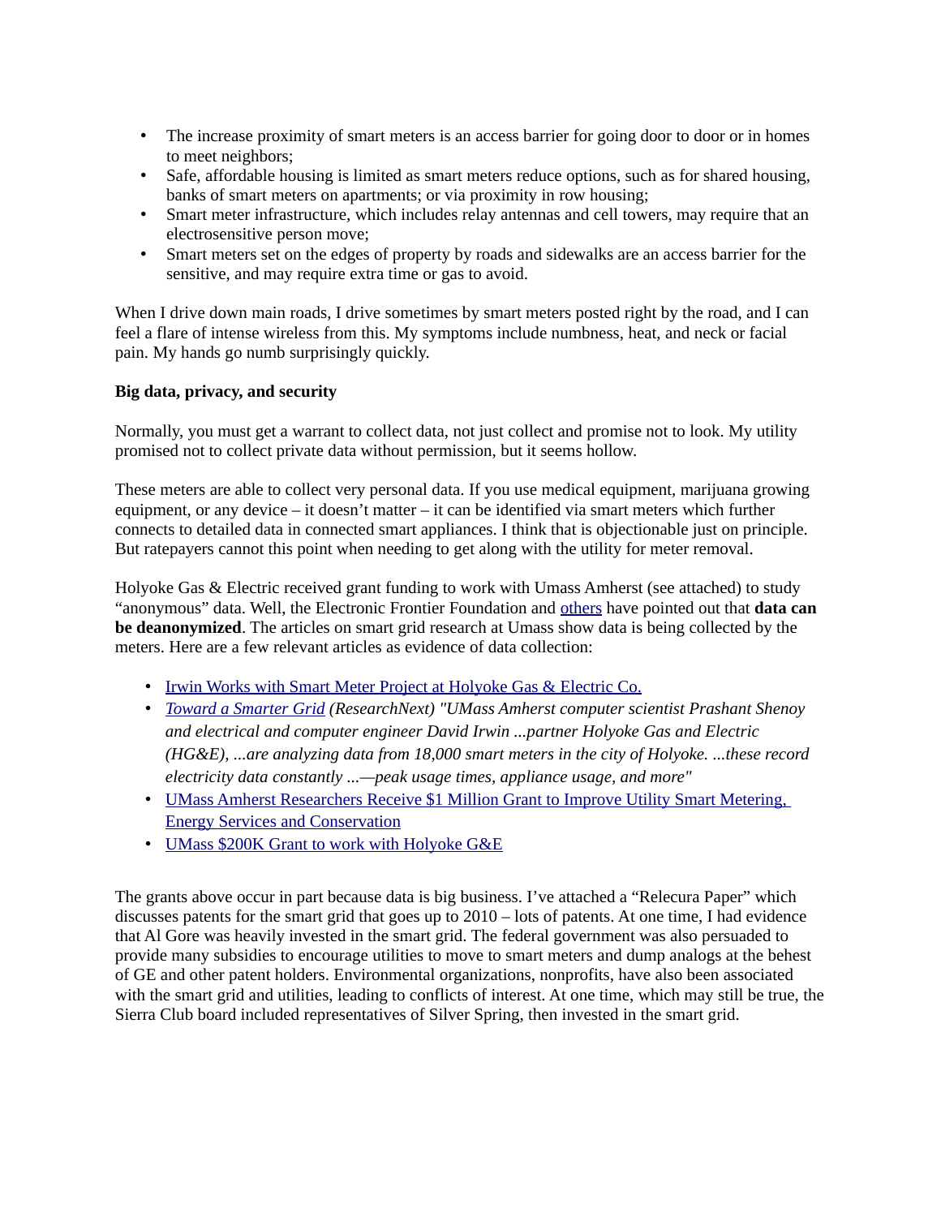- The increase proximity of smart meters is an access barrier for going door to door or in homes to meet neighbors;
- Safe, affordable housing is limited as smart meters reduce options, such as for shared housing, banks of smart meters on apartments; or via proximity in row housing;
- Smart meter infrastructure, which includes relay antennas and cell towers, may require that an electrosensitive person move;
- Smart meters set on the edges of property by roads and sidewalks are an access barrier for the sensitive, and may require extra time or gas to avoid.

When I drive down main roads, I drive sometimes by smart meters posted right by the road, and I can feel a flare of intense wireless from this. My symptoms include numbness, heat, and neck or facial pain. My hands go numb surprisingly quickly.

**Big data, privacy, and security**

Normally, you must get a warrant to collect data, not just collect and promise not to look. My utility promised not to collect private data without permission, but it seems hollow.

These meters are able to collect very personal data. If you use medical equipment, marijuana growing equipment, or any device – it doesn't matter – it can be identified via smart meters which further connects to detailed data in connected smart appliances. I think that is objectionable just on principle. But ratepayers cannot this point when needing to get along with the utility for meter removal.

Holyoke Gas & Electric received grant funding to work with Umass Amherst (see attached) to study "anonymous" data. Well, the Electronic Frontier Foundation and others have pointed out that **data can be deanonymized**. The articles on smart grid research at Umass show data is being collected by the meters. Here are a few relevant articles as evidence of data collection:

- Irwin Works with Smart Meter Project at Holyoke Gas & Electric Co.
- *Toward a Smarter Grid* (ResearchNext) *"UMass Amherst computer scientist Prashant Shenoy and electrical and computer engineer David Irwin ...partner Holyoke Gas and Electric (HG&E), ...are analyzing data from 18,000 smart meters in the city of Holyoke. ...these record electricity data constantly ...—peak usage times, appliance usage, and more"*
- UMass Amherst Researchers Receive $1 Million Grant to Improve Utility Smart Metering, Energy Services and Conservation
- UMass $200K Grant to work with Holyoke G&E

The grants above occur in part because data is big business. I've attached a "Relecura Paper" which discusses patents for the smart grid that goes up to 2010 – lots of patents. At one time, I had evidence that Al Gore was heavily invested in the smart grid. The federal government was also persuaded to provide many subsidies to encourage utilities to move to smart meters and dump analogs at the behest of GE and other patent holders. Environmental organizations, nonprofits, have also been associated with the smart grid and utilities, leading to conflicts of interest. At one time, which may still be true, the Sierra Club board included representatives of Silver Spring, then invested in the smart grid.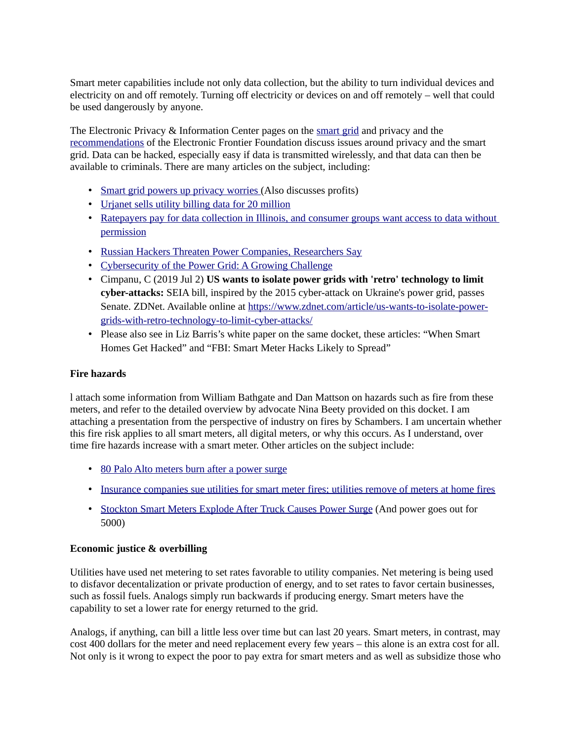Smart meter capabilities include not only data collection, but the ability to turn individual devices and electricity on and off remotely. Turning off electricity or devices on and off remotely – well that could be used dangerously by anyone.

The Electronic Privacy & Information Center pages on the smart grid and privacy and the recommendations of the Electronic Frontier Foundation discuss issues around privacy and the smart grid. Data can be hacked, especially easy if data is transmitted wirelessly, and that data can then be available to criminals. There are many articles on the subject, including:

- Smart grid powers up privacy worries (Also discusses profits)
- Urjanet sells utility billing data for 20 million
- Ratepayers pay for data collection in Illinois, and consumer groups want access to data without permission
- Russian Hackers Threaten Power Companies, Researchers Say
- Cybersecurity of the Power Grid: A Growing Challenge
- Cimpanu, C (2019 Jul 2) **US wants to isolate power grids with 'retro' technology to limit cyber-attacks:** SEIA bill, inspired by the 2015 cyber-attack on Ukraine's power grid, passes Senate. ZDNet. Available online at https://www.zdnet.com/article/us-wants-to-isolate-power-grids-with-retro-technology-to-limit-cyber-attacks/
- Please also see in Liz Barris's white paper on the same docket, these articles: "When Smart Homes Get Hacked" and "FBI: Smart Meter Hacks Likely to Spread"

**Fire hazards**

l attach some information from William Bathgate and Dan Mattson on hazards such as fire from these meters, and refer to the detailed overview by advocate Nina Beety provided on this docket. I am attaching a presentation from the perspective of industry on fires by Schambers. I am uncertain whether this fire risk applies to all smart meters, all digital meters, or why this occurs. As I understand, over time fire hazards increase with a smart meter. Other articles on the subject include:

- 80 Palo Alto meters burn after a power surge
- Insurance companies sue utilities for smart meter fires; utilities remove of meters at home fires
- Stockton Smart Meters Explode After Truck Causes Power Surge (And power goes out for 5000)

**Economic justice & overbilling**

Utilities have used net metering to set rates favorable to utility companies. Net metering is being used to disfavor decentalization or private production of energy, and to set rates to favor certain businesses, such as fossil fuels. Analogs simply run backwards if producing energy. Smart meters have the capability to set a lower rate for energy returned to the grid.

Analogs, if anything, can bill a little less over time but can last 20 years. Smart meters, in contrast, may cost 400 dollars for the meter and need replacement every few years – this alone is an extra cost for all. Not only is it wrong to expect the poor to pay extra for smart meters and as well as subsidize those who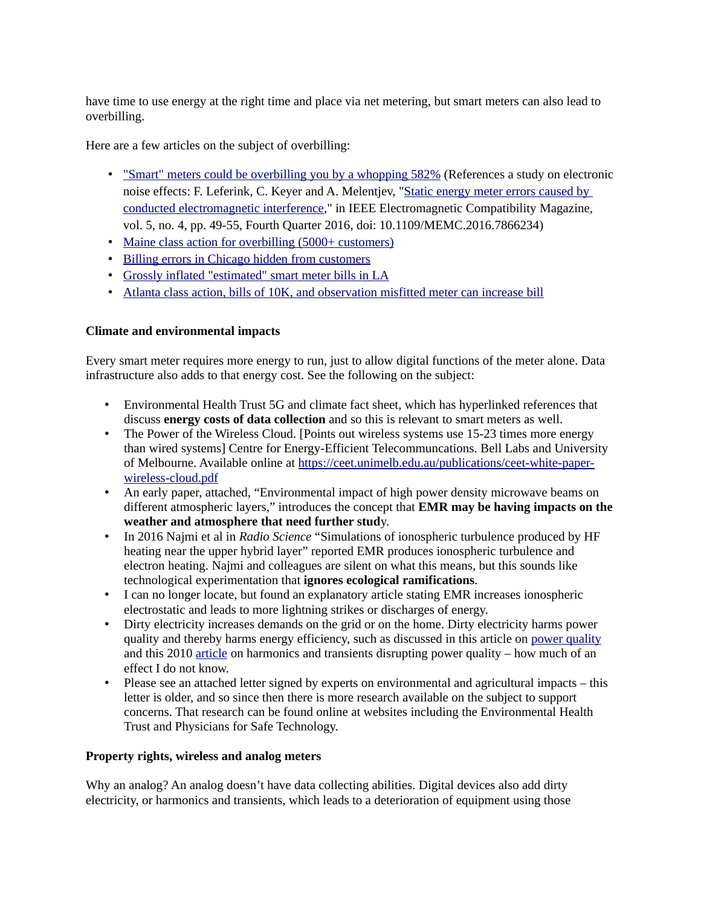have time to use energy at the right time and place via net metering, but smart meters can also lead to overbilling.

Here are a few articles on the subject of overbilling:

- "Smart" meters could be overbilling you by a whopping 582% (References a study on electronic noise effects: F. Leferink, C. Keyer and A. Melentjev, "Static energy meter errors caused by conducted electromagnetic interference," in IEEE Electromagnetic Compatibility Magazine, vol. 5, no. 4, pp. 49-55, Fourth Quarter 2016, doi: 10.1109/MEMC.2016.7866234)
- Maine class action for overbilling (5000+ customers)
- Billing errors in Chicago hidden from customers
- Grossly inflated "estimated" smart meter bills in LA
- Atlanta class action, bills of 10K, and observation misfitted meter can increase bill

**Climate and environmental impacts**

Every smart meter requires more energy to run, just to allow digital functions of the meter alone. Data infrastructure also adds to that energy cost. See the following on the subject:

- Environmental Health Trust 5G and climate fact sheet, which has hyperlinked references that discuss **energy costs of data collection** and so this is relevant to smart meters as well.
- The Power of the Wireless Cloud. [Points out wireless systems use 15-23 times more energy than wired systems] Centre for Energy-Efficient Telecommuncations. Bell Labs and University of Melbourne. Available online at https://ceet.unimelb.edu.au/publications/ceet-white-paper-wireless-cloud.pdf
- An early paper, attached, "Environmental impact of high power density microwave beams on different atmospheric layers," introduces the concept that **EMR may be having impacts on the weather and atmosphere that need further stud**y.
- In 2016 Najmi et al in *Radio Science* "Simulations of ionospheric turbulence produced by HF heating near the upper hybrid layer" reported EMR produces ionospheric turbulence and electron heating. Najmi and colleagues are silent on what this means, but this sounds like technological experimentation that **ignores ecological ramifications**.
- I can no longer locate, but found an explanatory article stating EMR increases ionospheric electrostatic and leads to more lightning strikes or discharges of energy.
- Dirty electricity increases demands on the grid or on the home. Dirty electricity harms power quality and thereby harms energy efficiency, such as discussed in this article on power quality and this 2010 article on harmonics and transients disrupting power quality – how much of an effect I do not know.
- Please see an attached letter signed by experts on environmental and agricultural impacts – this letter is older, and so since then there is more research available on the subject to support concerns. That research can be found online at websites including the Environmental Health Trust and Physicians for Safe Technology.

**Property rights, wireless and analog meters**

Why an analog? An analog doesn't have data collecting abilities. Digital devices also add dirty electricity, or harmonics and transients, which leads to a deterioration of equipment using those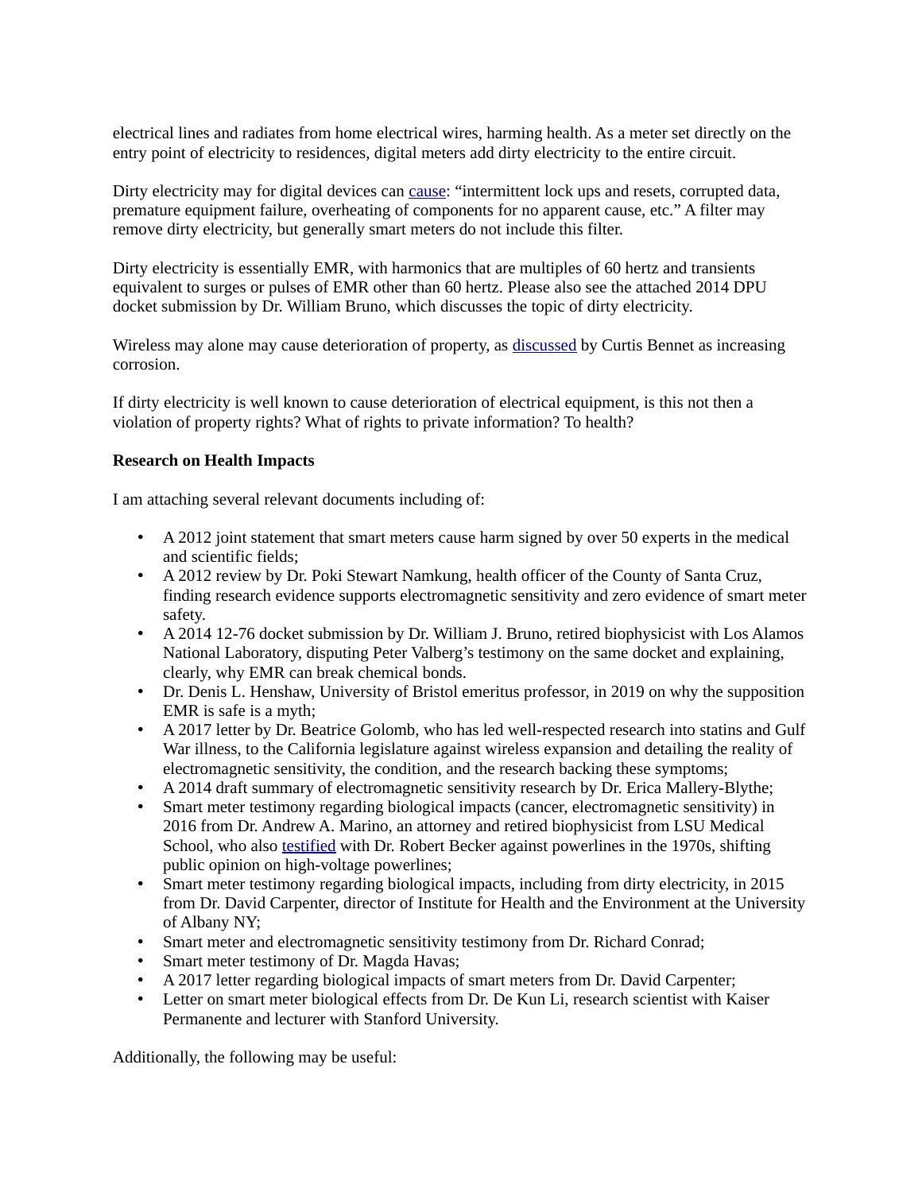electrical lines and radiates from home electrical wires, harming health. As a meter set directly on the entry point of electricity to residences, digital meters add dirty electricity to the entire circuit.

Dirty electricity may for digital devices can cause: “intermittent lock ups and resets, corrupted data, premature equipment failure, overheating of components for no apparent cause, etc.” A filter may remove dirty electricity, but generally smart meters do not include this filter.

Dirty electricity is essentially EMR, with harmonics that are multiples of 60 hertz and transients equivalent to surges or pulses of EMR other than 60 hertz. Please also see the attached 2014 DPU docket submission by Dr. William Bruno, which discusses the topic of dirty electricity.

Wireless may alone may cause deterioration of property, as discussed by Curtis Bennet as increasing corrosion.

If dirty electricity is well known to cause deterioration of electrical equipment, is this not then a violation of property rights? What of rights to private information? To health?

**Research on Health Impacts**

I am attaching several relevant documents including of:

- A 2012 joint statement that smart meters cause harm signed by over 50 experts in the medical and scientific fields;
- A 2012 review by Dr. Poki Stewart Namkung, health officer of the County of Santa Cruz, finding research evidence supports electromagnetic sensitivity and zero evidence of smart meter safety.
- A 2014 12-76 docket submission by Dr. William J. Bruno, retired biophysicist with Los Alamos National Laboratory, disputing Peter Valberg’s testimony on the same docket and explaining, clearly, why EMR can break chemical bonds.
- Dr. Denis L. Henshaw, University of Bristol emeritus professor, in 2019 on why the supposition EMR is safe is a myth;
- A 2017 letter by Dr. Beatrice Golomb, who has led well-respected research into statins and Gulf War illness, to the California legislature against wireless expansion and detailing the reality of electromagnetic sensitivity, the condition, and the research backing these symptoms;
- A 2014 draft summary of electromagnetic sensitivity research by Dr. Erica Mallery-Blythe;
- Smart meter testimony regarding biological impacts (cancer, electromagnetic sensitivity) in 2016 from Dr. Andrew A. Marino, an attorney and retired biophysicist from LSU Medical School, who also testified with Dr. Robert Becker against powerlines in the 1970s, shifting public opinion on high-voltage powerlines;
- Smart meter testimony regarding biological impacts, including from dirty electricity, in 2015 from Dr. David Carpenter, director of Institute for Health and the Environment at the University of Albany NY;
- Smart meter and electromagnetic sensitivity testimony from Dr. Richard Conrad;
- Smart meter testimony of Dr. Magda Havas;
- A 2017 letter regarding biological impacts of smart meters from Dr. David Carpenter;
- Letter on smart meter biological effects from Dr. De Kun Li, research scientist with Kaiser Permanente and lecturer with Stanford University.

Additionally, the following may be useful: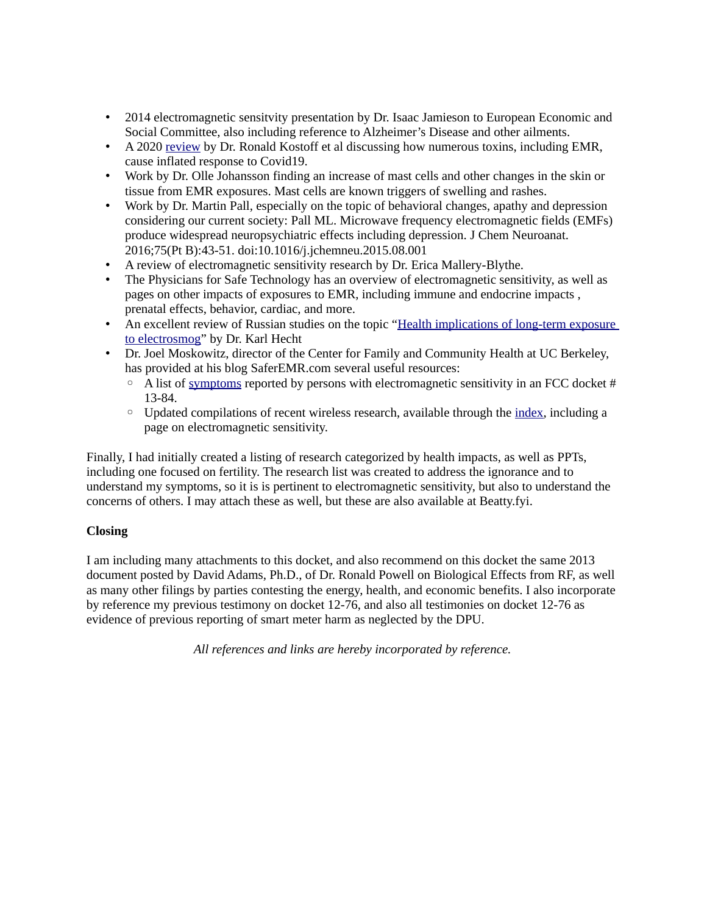- 2014 electromagnetic sensitvity presentation by Dr. Isaac Jamieson to European Economic and Social Committee, also including reference to Alzheimer's Disease and other ailments.
- A 2020 review by Dr. Ronald Kostoff et al discussing how numerous toxins, including EMR, cause inflated response to Covid19.
- Work by Dr. Olle Johansson finding an increase of mast cells and other changes in the skin or tissue from EMR exposures. Mast cells are known triggers of swelling and rashes.
- Work by Dr. Martin Pall, especially on the topic of behavioral changes, apathy and depression considering our current society: Pall ML. Microwave frequency electromagnetic fields (EMFs) produce widespread neuropsychiatric effects including depression. J Chem Neuroanat. 2016;75(Pt B):43-51. doi:10.1016/j.jchemneu.2015.08.001
- A review of electromagnetic sensitivity research by Dr. Erica Mallery-Blythe.
- The Physicians for Safe Technology has an overview of electromagnetic sensitivity, as well as pages on other impacts of exposures to EMR, including immune and endocrine impacts , prenatal effects, behavior, cardiac, and more.
- An excellent review of Russian studies on the topic "Health implications of long-term exposure to electrosmog" by Dr. Karl Hecht
- Dr. Joel Moskowitz, director of the Center for Family and Community Health at UC Berkeley, has provided at his blog SaferEMR.com several useful resources:
  - A list of symptoms reported by persons with electromagnetic sensitivity in an FCC docket # 13-84.
  - Updated compilations of recent wireless research, available through the index, including a page on electromagnetic sensitivity.

Finally, I had initially created a listing of research categorized by health impacts, as well as PPTs, including one focused on fertility. The research list was created to address the ignorance and to understand my symptoms, so it is is pertinent to electromagnetic sensitivity, but also to understand the concerns of others. I may attach these as well, but these are also available at Beatty.fyi.

**Closing**

I am including many attachments to this docket, and also recommend on this docket the same 2013 document posted by David Adams, Ph.D., of Dr. Ronald Powell on Biological Effects from RF, as well as many other filings by parties contesting the energy, health, and economic benefits. I also incorporate by reference my previous testimony on docket 12-76, and also all testimonies on docket 12-76 as evidence of previous reporting of smart meter harm as neglected by the DPU.

*All references and links are hereby incorporated by reference.*